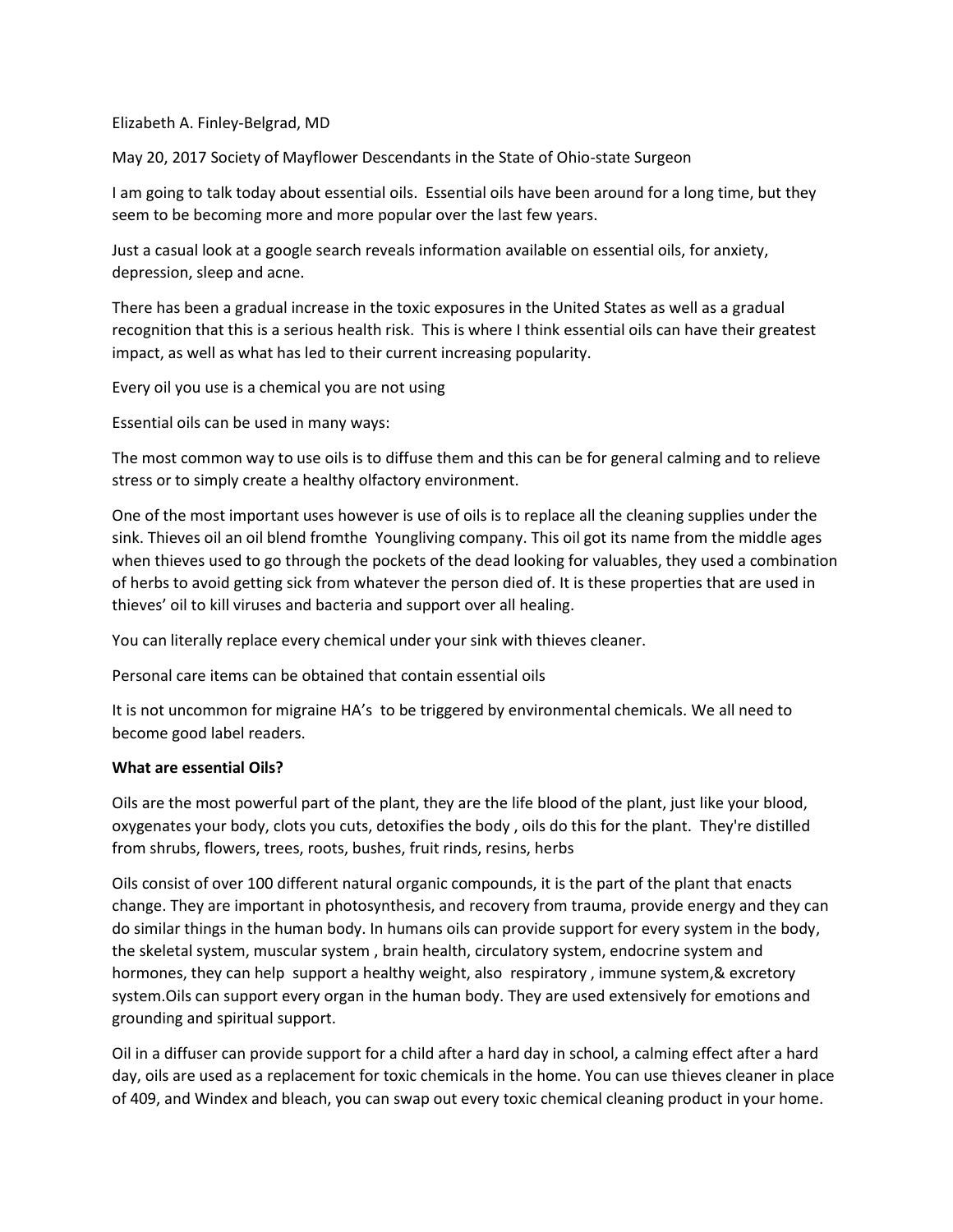Elizabeth A. Finley-Belgrad, MD

May 20, 2017 Society of Mayflower Descendants in the State of Ohio-state Surgeon

I am going to talk today about essential oils. Essential oils have been around for a long time, but they seem to be becoming more and more popular over the last few years.

Just a casual look at a google search reveals information available on essential oils, for anxiety, depression, sleep and acne.

There has been a gradual increase in the toxic exposures in the United States as well as a gradual recognition that this is a serious health risk. This is where I think essential oils can have their greatest impact, as well as what has led to their current increasing popularity.

Every oil you use is a chemical you are not using

Essential oils can be used in many ways:

The most common way to use oils is to diffuse them and this can be for general calming and to relieve stress or to simply create a healthy olfactory environment.

One of the most important uses however is use of oils is to replace all the cleaning supplies under the sink. Thieves oil an oil blend fromthe Youngliving company. This oil got its name from the middle ages when thieves used to go through the pockets of the dead looking for valuables, they used a combination of herbs to avoid getting sick from whatever the person died of. It is these properties that are used in thieves' oil to kill viruses and bacteria and support over all healing.

You can literally replace every chemical under your sink with thieves cleaner.

Personal care items can be obtained that contain essential oils

It is not uncommon for migraine HA's to be triggered by environmental chemicals. We all need to become good label readers.

**What are essential Oils?**

Oils are the most powerful part of the plant, they are the life blood of the plant, just like your blood, oxygenates your body, clots you cuts, detoxifies the body , oils do this for the plant. They're distilled from shrubs, flowers, trees, roots, bushes, fruit rinds, resins, herbs

Oils consist of over 100 different natural organic compounds, it is the part of the plant that enacts change. They are important in photosynthesis, and recovery from trauma, provide energy and they can do similar things in the human body. In humans oils can provide support for every system in the body, the skeletal system, muscular system , brain health, circulatory system, endocrine system and hormones, they can help support a healthy weight, also respiratory , immune system,& excretory system.Oils can support every organ in the human body. They are used extensively for emotions and grounding and spiritual support.

Oil in a diffuser can provide support for a child after a hard day in school, a calming effect after a hard day, oils are used as a replacement for toxic chemicals in the home. You can use thieves cleaner in place of 409, and Windex and bleach, you can swap out every toxic chemical cleaning product in your home.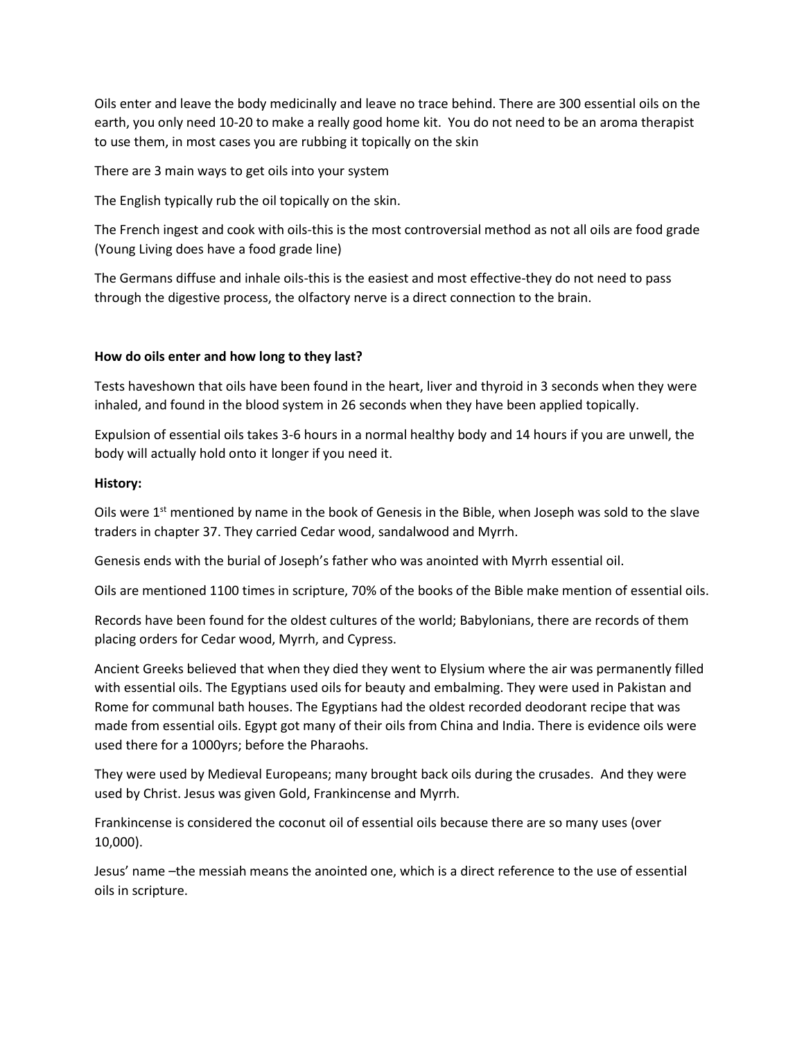Oils enter and leave the body medicinally and leave no trace behind. There are 300 essential oils on the earth, you only need 10-20 to make a really good home kit. You do not need to be an aroma therapist to use them, in most cases you are rubbing it topically on the skin

There are 3 main ways to get oils into your system

The English typically rub the oil topically on the skin.

The French ingest and cook with oils-this is the most controversial method as not all oils are food grade (Young Living does have a food grade line)

The Germans diffuse and inhale oils-this is the easiest and most effective-they do not need to pass through the digestive process, the olfactory nerve is a direct connection to the brain.

**How do oils enter and how long to they last?**

Tests haveshown that oils have been found in the heart, liver and thyroid in 3 seconds when they were inhaled, and found in the blood system in 26 seconds when they have been applied topically.

Expulsion of essential oils takes 3-6 hours in a normal healthy body and 14 hours if you are unwell, the body will actually hold onto it longer if you need it.

**History:**

Oils were 1st mentioned by name in the book of Genesis in the Bible, when Joseph was sold to the slave traders in chapter 37. They carried Cedar wood, sandalwood and Myrrh.

Genesis ends with the burial of Joseph's father who was anointed with Myrrh essential oil.

Oils are mentioned 1100 times in scripture, 70% of the books of the Bible make mention of essential oils.

Records have been found for the oldest cultures of the world; Babylonians, there are records of them placing orders for Cedar wood, Myrrh, and Cypress.

Ancient Greeks believed that when they died they went to Elysium where the air was permanently filled with essential oils. The Egyptians used oils for beauty and embalming. They were used in Pakistan and Rome for communal bath houses. The Egyptians had the oldest recorded deodorant recipe that was made from essential oils. Egypt got many of their oils from China and India. There is evidence oils were used there for a 1000yrs; before the Pharaohs.

They were used by Medieval Europeans; many brought back oils during the crusades. And they were used by Christ. Jesus was given Gold, Frankincense and Myrrh.

Frankincense is considered the coconut oil of essential oils because there are so many uses (over 10,000).

Jesus' name –the messiah means the anointed one, which is a direct reference to the use of essential oils in scripture.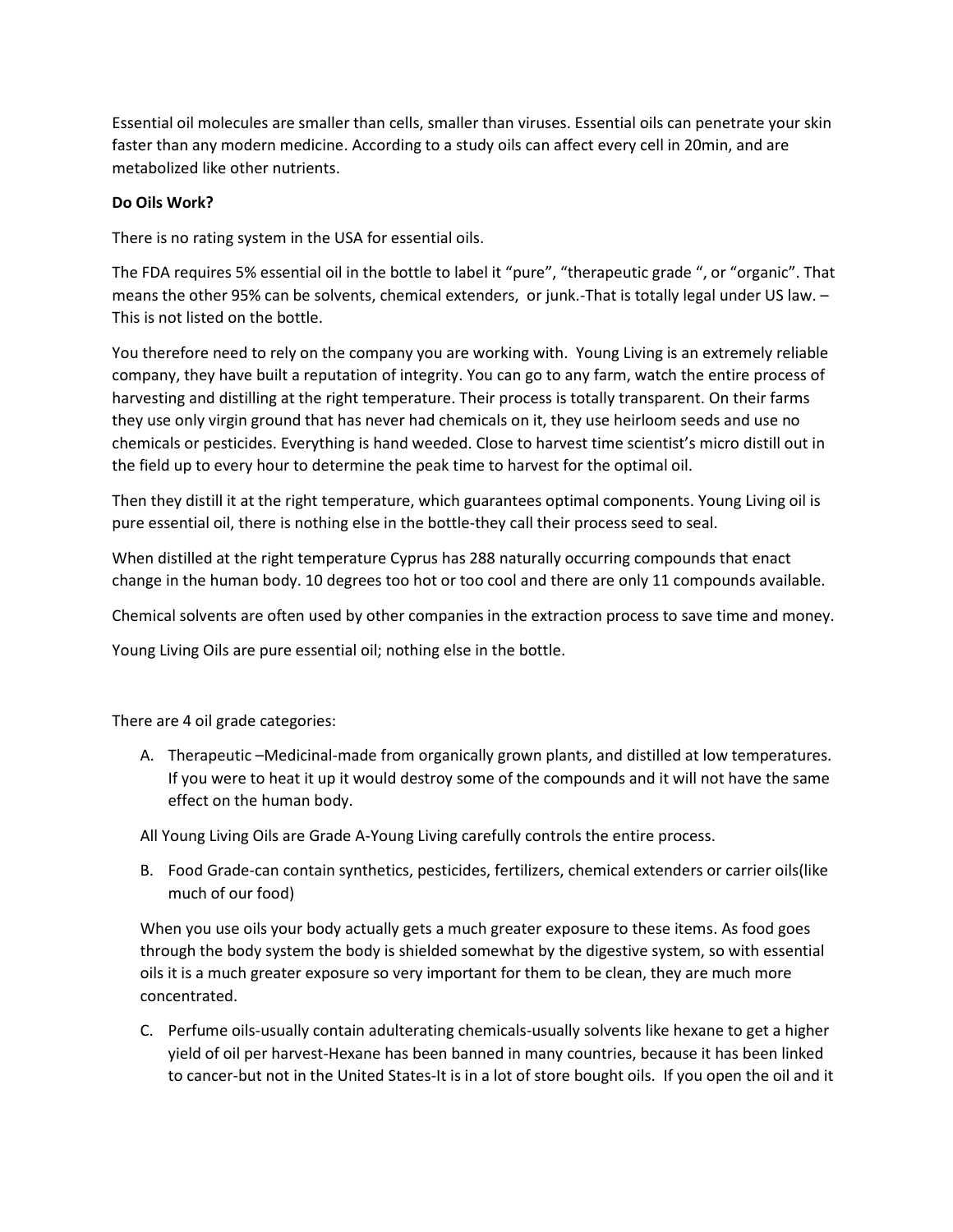Essential oil molecules are smaller than cells, smaller than viruses. Essential oils can penetrate your skin faster than any modern medicine. According to a study oils can affect every cell in 20min, and are metabolized like other nutrients.

**Do Oils Work?**

There is no rating system in the USA for essential oils.

The FDA requires 5% essential oil in the bottle to label it "pure", "therapeutic grade ", or "organic". That means the other 95% can be solvents, chemical extenders, or junk.-That is totally legal under US law. – This is not listed on the bottle.

You therefore need to rely on the company you are working with. Young Living is an extremely reliable company, they have built a reputation of integrity. You can go to any farm, watch the entire process of harvesting and distilling at the right temperature. Their process is totally transparent. On their farms they use only virgin ground that has never had chemicals on it, they use heirloom seeds and use no chemicals or pesticides. Everything is hand weeded. Close to harvest time scientist's micro distill out in the field up to every hour to determine the peak time to harvest for the optimal oil.

Then they distill it at the right temperature, which guarantees optimal components. Young Living oil is pure essential oil, there is nothing else in the bottle-they call their process seed to seal.

When distilled at the right temperature Cyprus has 288 naturally occurring compounds that enact change in the human body. 10 degrees too hot or too cool and there are only 11 compounds available.

Chemical solvents are often used by other companies in the extraction process to save time and money.

Young Living Oils are pure essential oil; nothing else in the bottle.

There are 4 oil grade categories:

A. Therapeutic –Medicinal-made from organically grown plants, and distilled at low temperatures. If you were to heat it up it would destroy some of the compounds and it will not have the same effect on the human body.

All Young Living Oils are Grade A-Young Living carefully controls the entire process.

B. Food Grade-can contain synthetics, pesticides, fertilizers, chemical extenders or carrier oils(like much of our food)

When you use oils your body actually gets a much greater exposure to these items. As food goes through the body system the body is shielded somewhat by the digestive system, so with essential oils it is a much greater exposure so very important for them to be clean, they are much more concentrated.

C. Perfume oils-usually contain adulterating chemicals-usually solvents like hexane to get a higher yield of oil per harvest-Hexane has been banned in many countries, because it has been linked to cancer-but not in the United States-It is in a lot of store bought oils. If you open the oil and it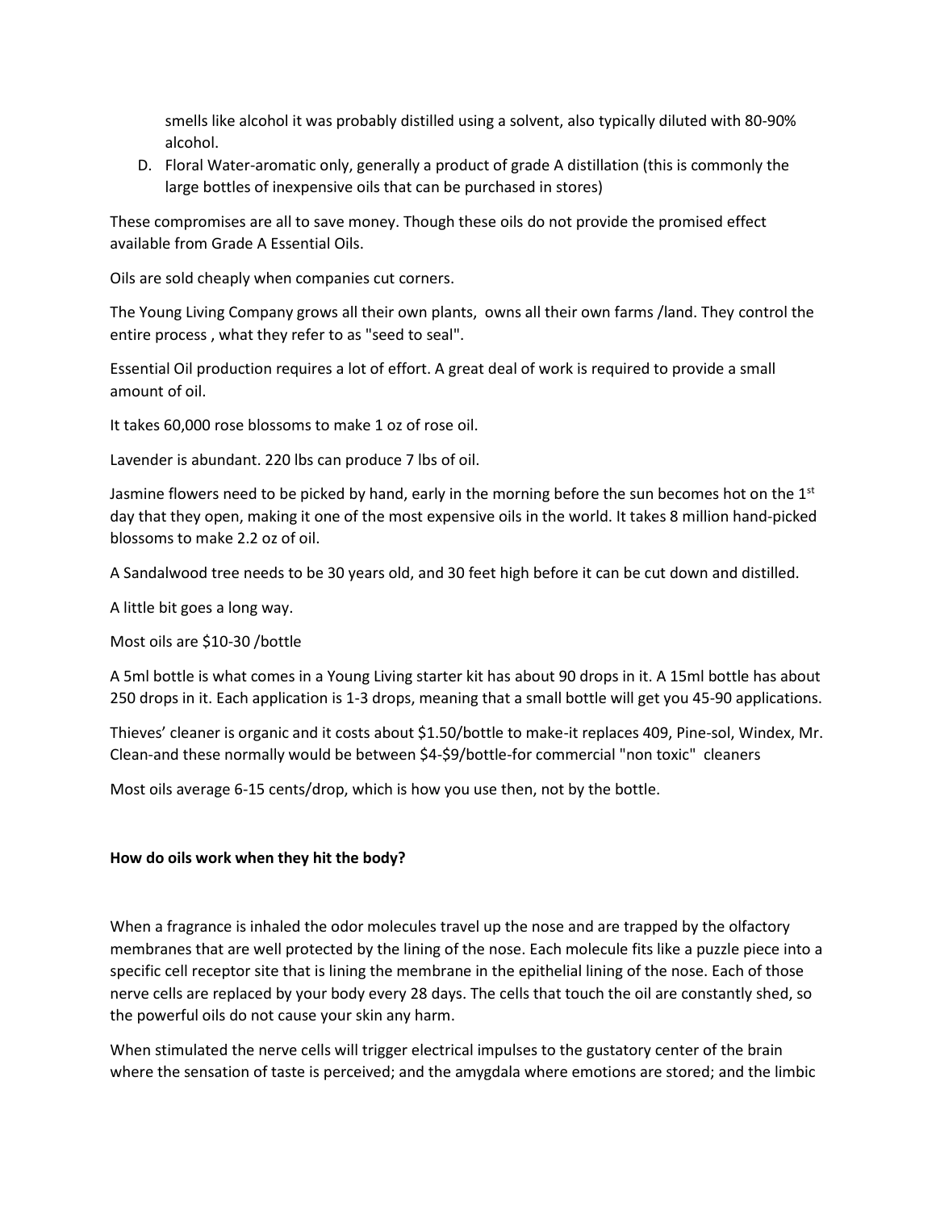smells like alcohol it was probably distilled using a solvent, also typically diluted with 80-90% alcohol.

D. Floral Water-aromatic only, generally a product of grade A distillation (this is commonly the large bottles of inexpensive oils that can be purchased in stores)

These compromises are all to save money. Though these oils do not provide the promised effect available from Grade A Essential Oils.

Oils are sold cheaply when companies cut corners.

The Young Living Company grows all their own plants, owns all their own farms /land. They control the entire process , what they refer to as "seed to seal".

Essential Oil production requires a lot of effort. A great deal of work is required to provide a small amount of oil.

It takes 60,000 rose blossoms to make 1 oz of rose oil.

Lavender is abundant. 220 lbs can produce 7 lbs of oil.

Jasmine flowers need to be picked by hand, early in the morning before the sun becomes hot on the 1st day that they open, making it one of the most expensive oils in the world. It takes 8 million hand-picked blossoms to make 2.2 oz of oil.

A Sandalwood tree needs to be 30 years old, and 30 feet high before it can be cut down and distilled.

A little bit goes a long way.

Most oils are $10-30 /bottle

A 5ml bottle is what comes in a Young Living starter kit has about 90 drops in it. A 15ml bottle has about 250 drops in it. Each application is 1-3 drops, meaning that a small bottle will get you 45-90 applications.

Thieves' cleaner is organic and it costs about $1.50/bottle to make-it replaces 409, Pine-sol, Windex, Mr. Clean-and these normally would be between $4-$9/bottle-for commercial "non toxic" cleaners

Most oils average 6-15 cents/drop, which is how you use then, not by the bottle.

**How do oils work when they hit the body?**

When a fragrance is inhaled the odor molecules travel up the nose and are trapped by the olfactory membranes that are well protected by the lining of the nose. Each molecule fits like a puzzle piece into a specific cell receptor site that is lining the membrane in the epithelial lining of the nose. Each of those nerve cells are replaced by your body every 28 days. The cells that touch the oil are constantly shed, so the powerful oils do not cause your skin any harm.

When stimulated the nerve cells will trigger electrical impulses to the gustatory center of the brain where the sensation of taste is perceived; and the amygdala where emotions are stored; and the limbic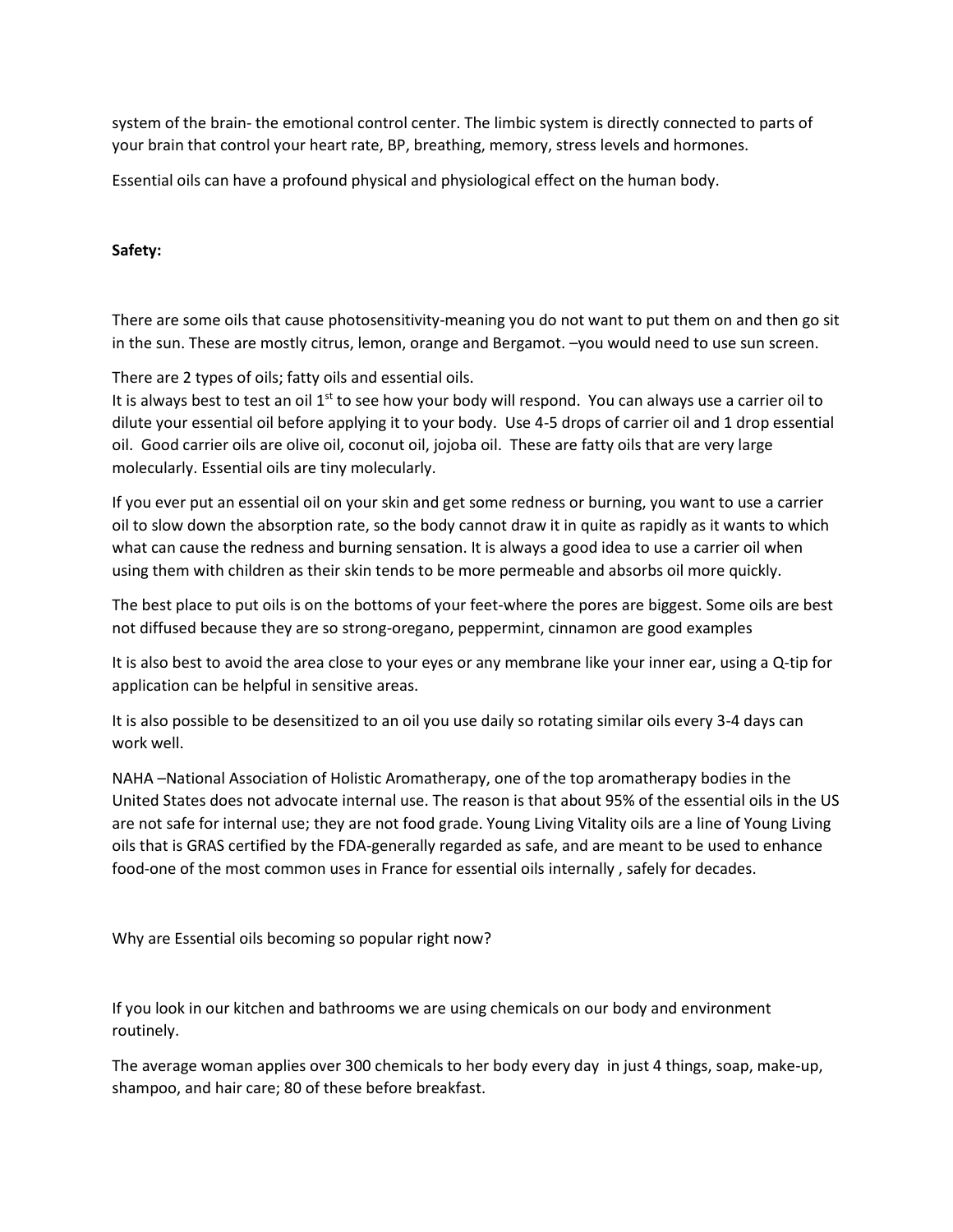system of the brain- the emotional control center. The limbic system is directly connected to parts of your brain that control your heart rate, BP, breathing, memory, stress levels and hormones.

Essential oils can have a profound physical and physiological effect on the human body.

**Safety:**

There are some oils that cause photosensitivity-meaning you do not want to put them on and then go sit in the sun. These are mostly citrus, lemon, orange and Bergamot. –you would need to use sun screen.

There are 2 types of oils; fatty oils and essential oils.
It is always best to test an oil 1st to see how your body will respond. You can always use a carrier oil to dilute your essential oil before applying it to your body. Use 4-5 drops of carrier oil and 1 drop essential oil. Good carrier oils are olive oil, coconut oil, jojoba oil. These are fatty oils that are very large molecularly. Essential oils are tiny molecularly.

If you ever put an essential oil on your skin and get some redness or burning, you want to use a carrier oil to slow down the absorption rate, so the body cannot draw it in quite as rapidly as it wants to which what can cause the redness and burning sensation. It is always a good idea to use a carrier oil when using them with children as their skin tends to be more permeable and absorbs oil more quickly.

The best place to put oils is on the bottoms of your feet-where the pores are biggest. Some oils are best not diffused because they are so strong-oregano, peppermint, cinnamon are good examples

It is also best to avoid the area close to your eyes or any membrane like your inner ear, using a Q-tip for application can be helpful in sensitive areas.

It is also possible to be desensitized to an oil you use daily so rotating similar oils every 3-4 days can work well.

NAHA –National Association of Holistic Aromatherapy, one of the top aromatherapy bodies in the United States does not advocate internal use. The reason is that about 95% of the essential oils in the US are not safe for internal use; they are not food grade. Young Living Vitality oils are a line of Young Living oils that is GRAS certified by the FDA-generally regarded as safe, and are meant to be used to enhance food-one of the most common uses in France for essential oils internally , safely for decades.

Why are Essential oils becoming so popular right now?

If you look in our kitchen and bathrooms we are using chemicals on our body and environment routinely.

The average woman applies over 300 chemicals to her body every day in just 4 things, soap, make-up, shampoo, and hair care; 80 of these before breakfast.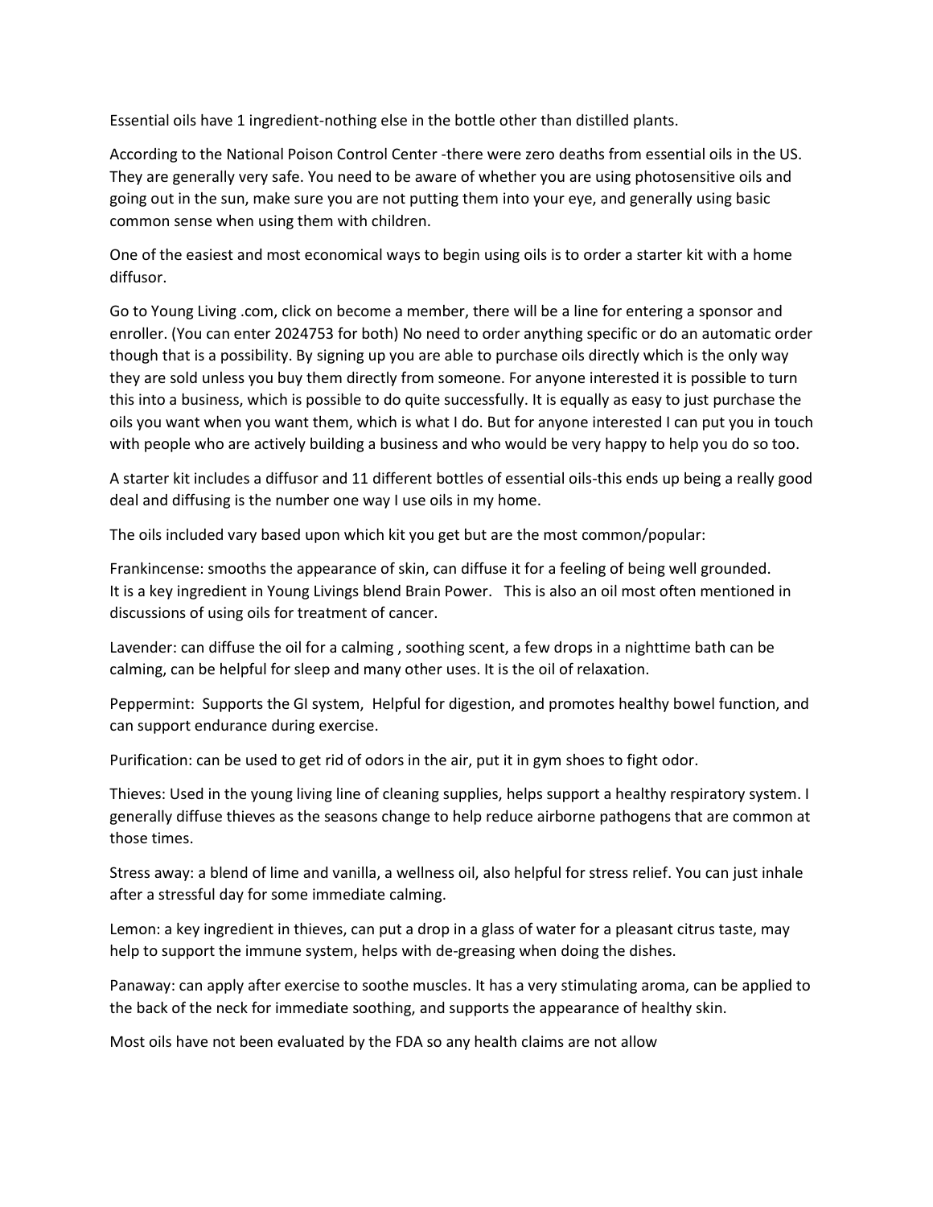Essential oils have 1 ingredient-nothing else in the bottle other than distilled plants.

According to the National Poison Control Center -there were zero deaths from essential oils in the US. They are generally very safe. You need to be aware of whether you are using photosensitive oils and going out in the sun, make sure you are not putting them into your eye, and generally using basic common sense when using them with children.

One of the easiest and most economical ways to begin using oils is to order a starter kit with a home diffusor.

Go to Young Living .com, click on become a member, there will be a line for entering a sponsor and enroller. (You can enter 2024753 for both) No need to order anything specific or do an automatic order though that is a possibility. By signing up you are able to purchase oils directly which is the only way they are sold unless you buy them directly from someone. For anyone interested it is possible to turn this into a business, which is possible to do quite successfully. It is equally as easy to just purchase the oils you want when you want them, which is what I do. But for anyone interested I can put you in touch with people who are actively building a business and who would be very happy to help you do so too.

A starter kit includes a diffusor and 11 different bottles of essential oils-this ends up being a really good deal and diffusing is the number one way I use oils in my home.

The oils included vary based upon which kit you get but are the most common/popular:

Frankincense: smooths the appearance of skin, can diffuse it for a feeling of being well grounded. It is a key ingredient in Young Livings blend Brain Power. This is also an oil most often mentioned in discussions of using oils for treatment of cancer.

Lavender: can diffuse the oil for a calming , soothing scent, a few drops in a nighttime bath can be calming, can be helpful for sleep and many other uses. It is the oil of relaxation.

Peppermint: Supports the GI system, Helpful for digestion, and promotes healthy bowel function, and can support endurance during exercise.

Purification: can be used to get rid of odors in the air, put it in gym shoes to fight odor.

Thieves: Used in the young living line of cleaning supplies, helps support a healthy respiratory system. I generally diffuse thieves as the seasons change to help reduce airborne pathogens that are common at those times.

Stress away: a blend of lime and vanilla, a wellness oil, also helpful for stress relief. You can just inhale after a stressful day for some immediate calming.

Lemon: a key ingredient in thieves, can put a drop in a glass of water for a pleasant citrus taste, may help to support the immune system, helps with de-greasing when doing the dishes.

Panaway: can apply after exercise to soothe muscles. It has a very stimulating aroma, can be applied to the back of the neck for immediate soothing, and supports the appearance of healthy skin.

Most oils have not been evaluated by the FDA so any health claims are not allow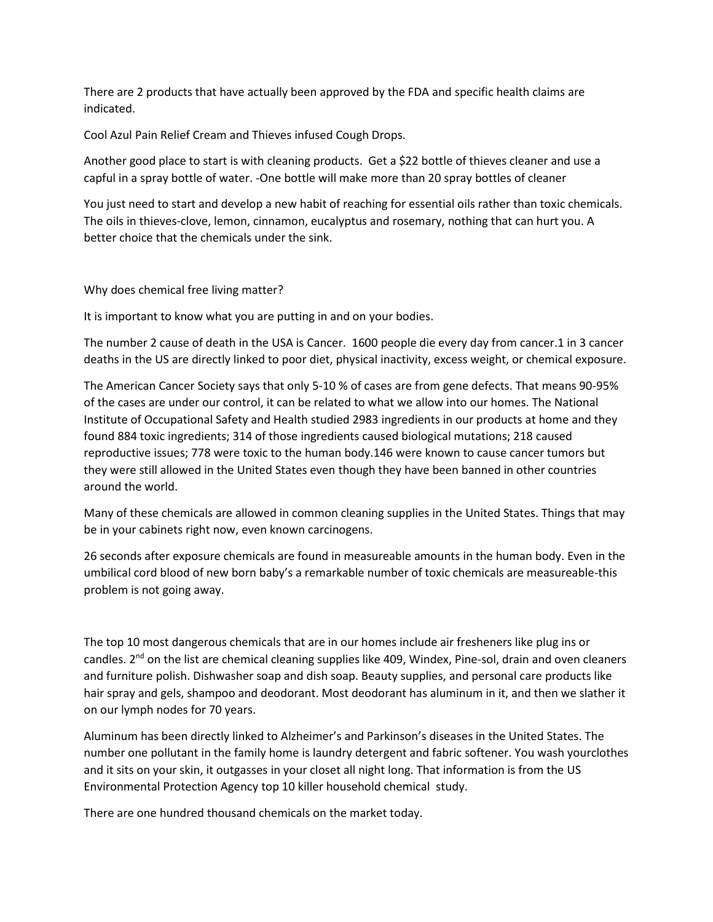There are 2 products that have actually been approved by the FDA and specific health claims are indicated.

Cool Azul Pain Relief Cream and Thieves infused Cough Drops.

Another good place to start is with cleaning products. Get a $22 bottle of thieves cleaner and use a capful in a spray bottle of water. -One bottle will make more than 20 spray bottles of cleaner

You just need to start and develop a new habit of reaching for essential oils rather than toxic chemicals. The oils in thieves-clove, lemon, cinnamon, eucalyptus and rosemary, nothing that can hurt you. A better choice that the chemicals under the sink.

Why does chemical free living matter?

It is important to know what you are putting in and on your bodies.

The number 2 cause of death in the USA is Cancer. 1600 people die every day from cancer.1 in 3 cancer deaths in the US are directly linked to poor diet, physical inactivity, excess weight, or chemical exposure.

The American Cancer Society says that only 5-10 % of cases are from gene defects. That means 90-95% of the cases are under our control, it can be related to what we allow into our homes. The National Institute of Occupational Safety and Health studied 2983 ingredients in our products at home and they found 884 toxic ingredients; 314 of those ingredients caused biological mutations; 218 caused reproductive issues; 778 were toxic to the human body.146 were known to cause cancer tumors but they were still allowed in the United States even though they have been banned in other countries around the world.

Many of these chemicals are allowed in common cleaning supplies in the United States. Things that may be in your cabinets right now, even known carcinogens.

26 seconds after exposure chemicals are found in measureable amounts in the human body. Even in the umbilical cord blood of new born baby's a remarkable number of toxic chemicals are measureable-this problem is not going away.

The top 10 most dangerous chemicals that are in our homes include air fresheners like plug ins or candles. 2nd on the list are chemical cleaning supplies like 409, Windex, Pine-sol, drain and oven cleaners and furniture polish. Dishwasher soap and dish soap. Beauty supplies, and personal care products like hair spray and gels, shampoo and deodorant. Most deodorant has aluminum in it, and then we slather it on our lymph nodes for 70 years.

Aluminum has been directly linked to Alzheimer's and Parkinson's diseases in the United States. The number one pollutant in the family home is laundry detergent and fabric softener. You wash yourclothes and it sits on your skin, it outgasses in your closet all night long. That information is from the US Environmental Protection Agency top 10 killer household chemical study.

There are one hundred thousand chemicals on the market today.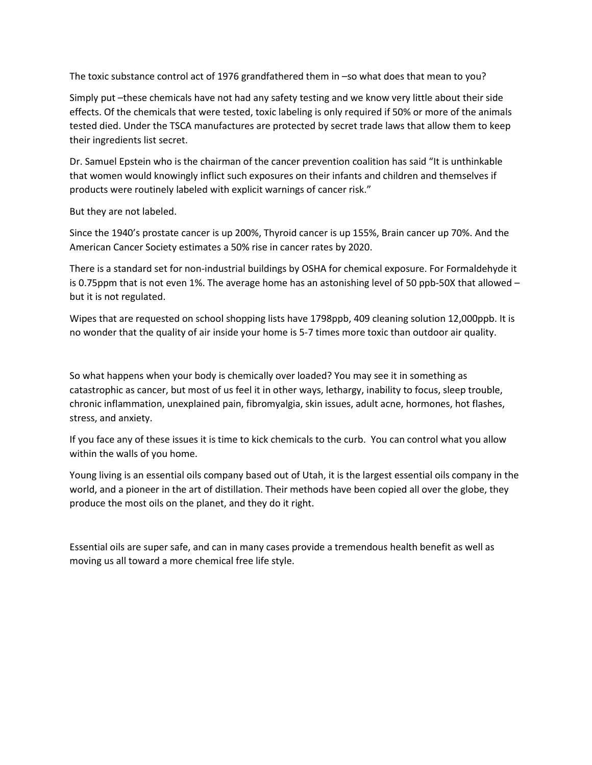The toxic substance control act of 1976 grandfathered them in –so what does that mean to you?

Simply put –these chemicals have not had any safety testing and we know very little about their side effects. Of the chemicals that were tested, toxic labeling is only required if 50% or more of the animals tested died. Under the TSCA manufactures are protected by secret trade laws that allow them to keep their ingredients list secret.

Dr. Samuel Epstein who is the chairman of the cancer prevention coalition has said "It is unthinkable that women would knowingly inflict such exposures on their infants and children and themselves if products were routinely labeled with explicit warnings of cancer risk."

But they are not labeled.

Since the 1940's prostate cancer is up 200%, Thyroid cancer is up 155%, Brain cancer up 70%. And the American Cancer Society estimates a 50% rise in cancer rates by 2020.

There is a standard set for non-industrial buildings by OSHA for chemical exposure. For Formaldehyde it is 0.75ppm that is not even 1%. The average home has an astonishing level of 50 ppb-50X that allowed – but it is not regulated.

Wipes that are requested on school shopping lists have 1798ppb, 409 cleaning solution 12,000ppb. It is no wonder that the quality of air inside your home is 5-7 times more toxic than outdoor air quality.

So what happens when your body is chemically over loaded? You may see it in something as catastrophic as cancer, but most of us feel it in other ways, lethargy, inability to focus, sleep trouble, chronic inflammation, unexplained pain, fibromyalgia, skin issues, adult acne, hormones, hot flashes, stress, and anxiety.

If you face any of these issues it is time to kick chemicals to the curb. You can control what you allow within the walls of you home.

Young living is an essential oils company based out of Utah, it is the largest essential oils company in the world, and a pioneer in the art of distillation. Their methods have been copied all over the globe, they produce the most oils on the planet, and they do it right.

Essential oils are super safe, and can in many cases provide a tremendous health benefit as well as moving us all toward a more chemical free life style.